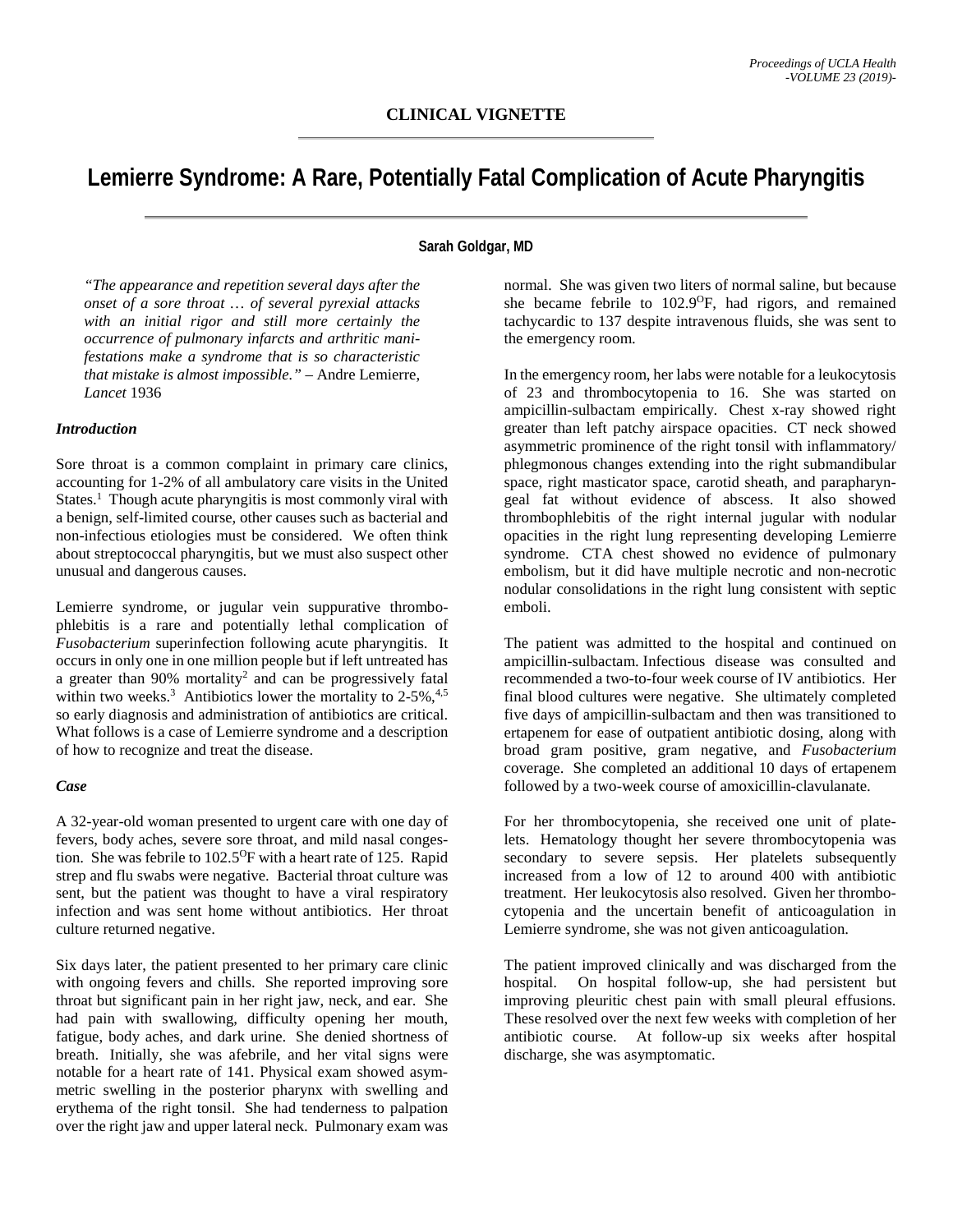**CLINICAL VIGNETTE**

# Lemierre Syndrome: A Rare, Potentially Fatal Complication of Acute Pharyngitis

**Sarah Goldgar, MD**

*"The appearance and repetition several days after the onset of a sore throat … of several pyrexial attacks with an initial rigor and still more certainly the occurrence of pulmonary infarcts and arthritic manifestations make a syndrome that is so characteristic that mistake is almost impossible."* – Andre Lemierre, *Lancet* 1936

### *Introduction*

Sore throat is a common complaint in primary care clinics, accounting for 1-2% of all ambulatory care visits in the United States.[1] Though acute pharyngitis is most commonly viral with a benign, self-limited course, other causes such as bacterial and non-infectious etiologies must be considered. We often think about streptococcal pharyngitis, but we must also suspect other unusual and dangerous causes.

Lemierre syndrome, or jugular vein suppurative thrombophlebitis is a rare and potentially lethal complication of *Fusobacterium* superinfection following acute pharyngitis. It occurs in only one in one million people but if left untreated has a greater than 90% mortality[2] and can be progressively fatal within two weeks.[3] Antibiotics lower the mortality to 2-5%,[4,5] so early diagnosis and administration of antibiotics are critical. What follows is a case of Lemierre syndrome and a description of how to recognize and treat the disease.

### *Case*

A 32-year-old woman presented to urgent care with one day of fevers, body aches, severe sore throat, and mild nasal congestion. She was febrile to 102.5°F with a heart rate of 125. Rapid strep and flu swabs were negative. Bacterial throat culture was sent, but the patient was thought to have a viral respiratory infection and was sent home without antibiotics. Her throat culture returned negative.

Six days later, the patient presented to her primary care clinic with ongoing fevers and chills. She reported improving sore throat but significant pain in her right jaw, neck, and ear. She had pain with swallowing, difficulty opening her mouth, fatigue, body aches, and dark urine. She denied shortness of breath. Initially, she was afebrile, and her vital signs were notable for a heart rate of 141. Physical exam showed asymmetric swelling in the posterior pharynx with swelling and erythema of the right tonsil. She had tenderness to palpation over the right jaw and upper lateral neck. Pulmonary exam was normal. She was given two liters of normal saline, but because she became febrile to 102.9°F, had rigors, and remained tachycardic to 137 despite intravenous fluids, she was sent to the emergency room.

In the emergency room, her labs were notable for a leukocytosis of 23 and thrombocytopenia to 16. She was started on ampicillin-sulbactam empirically. Chest x-ray showed right greater than left patchy airspace opacities. CT neck showed asymmetric prominence of the right tonsil with inflammatory/ phlegmonous changes extending into the right submandibular space, right masticator space, carotid sheath, and parapharyngeal fat without evidence of abscess. It also showed thrombophlebitis of the right internal jugular with nodular opacities in the right lung representing developing Lemierre syndrome. CTA chest showed no evidence of pulmonary embolism, but it did have multiple necrotic and non-necrotic nodular consolidations in the right lung consistent with septic emboli.

The patient was admitted to the hospital and continued on ampicillin-sulbactam. Infectious disease was consulted and recommended a two-to-four week course of IV antibiotics. Her final blood cultures were negative. She ultimately completed five days of ampicillin-sulbactam and then was transitioned to ertapenem for ease of outpatient antibiotic dosing, along with broad gram positive, gram negative, and *Fusobacterium* coverage. She completed an additional 10 days of ertapenem followed by a two-week course of amoxicillin-clavulanate.

For her thrombocytopenia, she received one unit of platelets. Hematology thought her severe thrombocytopenia was secondary to severe sepsis. Her platelets subsequently increased from a low of 12 to around 400 with antibiotic treatment. Her leukocytosis also resolved. Given her thrombocytopenia and the uncertain benefit of anticoagulation in Lemierre syndrome, she was not given anticoagulation.

The patient improved clinically and was discharged from the hospital. On hospital follow-up, she had persistent but improving pleuritic chest pain with small pleural effusions. These resolved over the next few weeks with completion of her antibiotic course. At follow-up six weeks after hospital discharge, she was asymptomatic.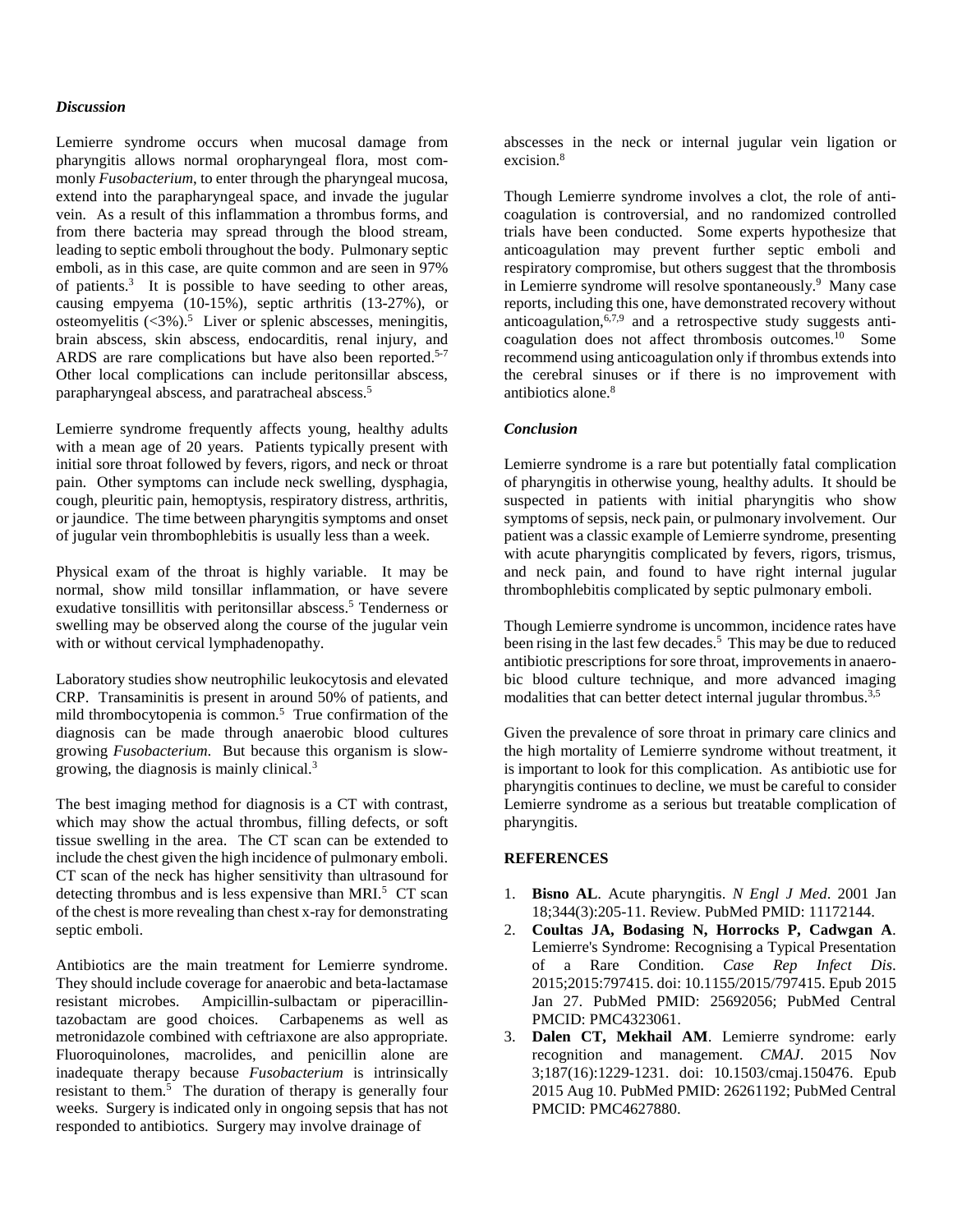### *Discussion*

Lemierre syndrome occurs when mucosal damage from pharyngitis allows normal oropharyngeal flora, most commonly *Fusobacterium*, to enter through the pharyngeal mucosa, extend into the parapharyngeal space, and invade the jugular vein. As a result of this inflammation a thrombus forms, and from there bacteria may spread through the blood stream, leading to septic emboli throughout the body. Pulmonary septic emboli, as in this case, are quite common and are seen in 97% of patients.[3] It is possible to have seeding to other areas, causing empyema (10-15%), septic arthritis (13-27%), or osteomyelitis (<3%).[5] Liver or splenic abscesses, meningitis, brain abscess, skin abscess, endocarditis, renal injury, and ARDS are rare complications but have also been reported.[5-7] Other local complications can include peritonsillar abscess, parapharyngeal abscess, and paratracheal abscess.[5]

Lemierre syndrome frequently affects young, healthy adults with a mean age of 20 years. Patients typically present with initial sore throat followed by fevers, rigors, and neck or throat pain. Other symptoms can include neck swelling, dysphagia, cough, pleuritic pain, hemoptysis, respiratory distress, arthritis, or jaundice. The time between pharyngitis symptoms and onset of jugular vein thrombophlebitis is usually less than a week.

Physical exam of the throat is highly variable. It may be normal, show mild tonsillar inflammation, or have severe exudative tonsillitis with peritonsillar abscess.[5] Tenderness or swelling may be observed along the course of the jugular vein with or without cervical lymphadenopathy.

Laboratory studies show neutrophilic leukocytosis and elevated CRP. Transaminitis is present in around 50% of patients, and mild thrombocytopenia is common.[5] True confirmation of the diagnosis can be made through anaerobic blood cultures growing *Fusobacterium*. But because this organism is slow-growing, the diagnosis is mainly clinical.[3]

The best imaging method for diagnosis is a CT with contrast, which may show the actual thrombus, filling defects, or soft tissue swelling in the area. The CT scan can be extended to include the chest given the high incidence of pulmonary emboli. CT scan of the neck has higher sensitivity than ultrasound for detecting thrombus and is less expensive than MRI.[5] CT scan of the chest is more revealing than chest x-ray for demonstrating septic emboli.

Antibiotics are the main treatment for Lemierre syndrome. They should include coverage for anaerobic and beta-lactamase resistant microbes. Ampicillin-sulbactam or piperacillin-tazobactam are good choices. Carbapenems as well as metronidazole combined with ceftriaxone are also appropriate. Fluoroquinolones, macrolides, and penicillin alone are inadequate therapy because *Fusobacterium* is intrinsically resistant to them.[5] The duration of therapy is generally four weeks. Surgery is indicated only in ongoing sepsis that has not responded to antibiotics. Surgery may involve drainage of abscesses in the neck or internal jugular vein ligation or excision.[8]

Though Lemierre syndrome involves a clot, the role of anticoagulation is controversial, and no randomized controlled trials have been conducted. Some experts hypothesize that anticoagulation may prevent further septic emboli and respiratory compromise, but others suggest that the thrombosis in Lemierre syndrome will resolve spontaneously.[9] Many case reports, including this one, have demonstrated recovery without anticoagulation,[6,7,9] and a retrospective study suggests anticoagulation does not affect thrombosis outcomes.[10] Some recommend using anticoagulation only if thrombus extends into the cerebral sinuses or if there is no improvement with antibiotics alone.[8]

### *Conclusion*

Lemierre syndrome is a rare but potentially fatal complication of pharyngitis in otherwise young, healthy adults. It should be suspected in patients with initial pharyngitis who show symptoms of sepsis, neck pain, or pulmonary involvement. Our patient was a classic example of Lemierre syndrome, presenting with acute pharyngitis complicated by fevers, rigors, trismus, and neck pain, and found to have right internal jugular thrombophlebitis complicated by septic pulmonary emboli.

Though Lemierre syndrome is uncommon, incidence rates have been rising in the last few decades.[5] This may be due to reduced antibiotic prescriptions for sore throat, improvements in anaerobic blood culture technique, and more advanced imaging modalities that can better detect internal jugular thrombus.[3,5]

Given the prevalence of sore throat in primary care clinics and the high mortality of Lemierre syndrome without treatment, it is important to look for this complication. As antibiotic use for pharyngitis continues to decline, we must be careful to consider Lemierre syndrome as a serious but treatable complication of pharyngitis.

### REFERENCES

1. **Bisno AL**. Acute pharyngitis. *N Engl J Med*. 2001 Jan 18;344(3):205-11. Review. PubMed PMID: 11172144.
2. **Coultas JA, Bodasing N, Horrocks P, Cadwgan A**. Lemierre's Syndrome: Recognising a Typical Presentation of a Rare Condition. *Case Rep Infect Dis*. 2015;2015:797415. doi: 10.1155/2015/797415. Epub 2015 Jan 27. PubMed PMID: 25692056; PubMed Central PMCID: PMC4323061.
3. **Dalen CT, Mekhail AM**. Lemierre syndrome: early recognition and management. *CMAJ*. 2015 Nov 3;187(16):1229-1231. doi: 10.1503/cmaj.150476. Epub 2015 Aug 10. PubMed PMID: 26261192; PubMed Central PMCID: PMC4627880.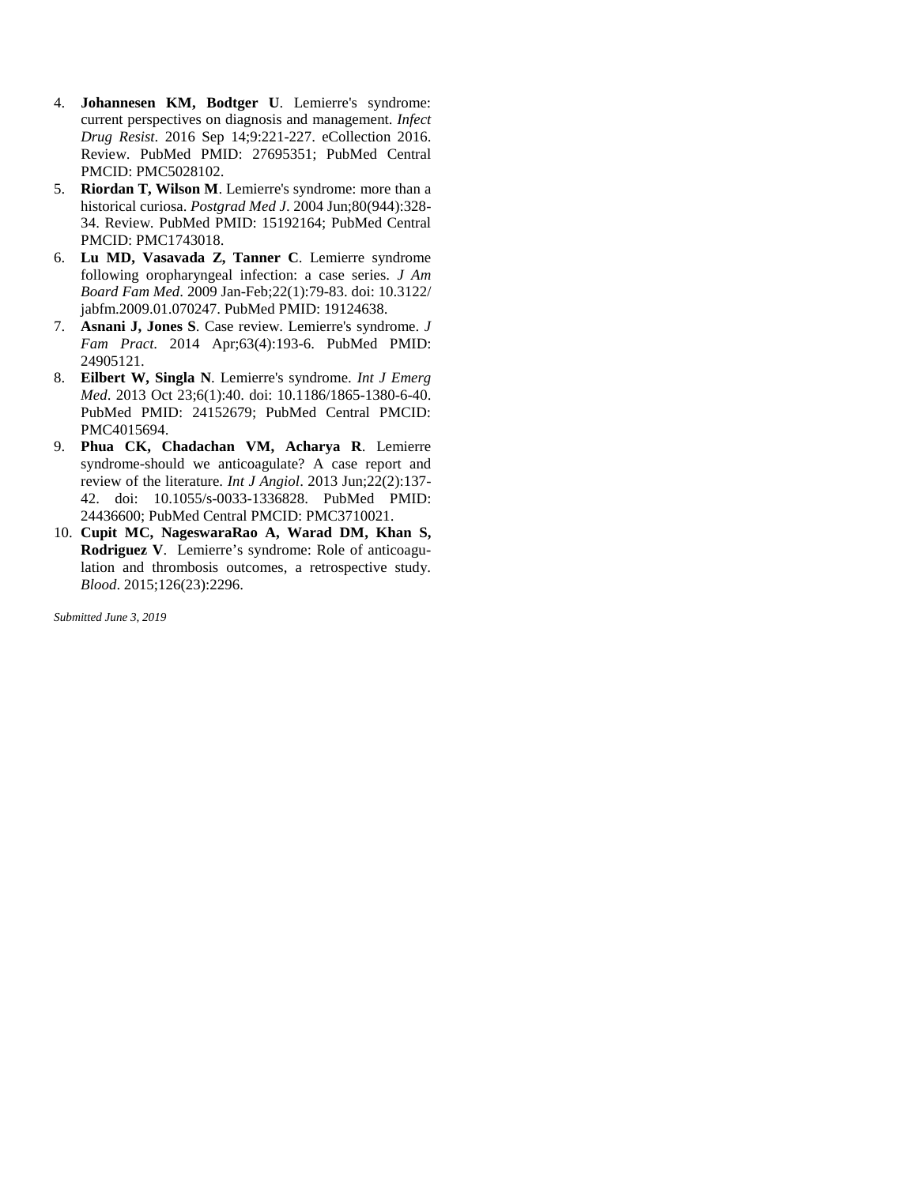4. **Johannesen KM, Bodtger U**. Lemierre's syndrome: current perspectives on diagnosis and management. *Infect Drug Resist*. 2016 Sep 14;9:221-227. eCollection 2016. Review. PubMed PMID: 27695351; PubMed Central PMCID: PMC5028102.
5. **Riordan T, Wilson M**. Lemierre's syndrome: more than a historical curiosa. *Postgrad Med J*. 2004 Jun;80(944):328-34. Review. PubMed PMID: 15192164; PubMed Central PMCID: PMC1743018.
6. **Lu MD, Vasavada Z, Tanner C**. Lemierre syndrome following oropharyngeal infection: a case series. *J Am Board Fam Med*. 2009 Jan-Feb;22(1):79-83. doi: 10.3122/jabfm.2009.01.070247. PubMed PMID: 19124638.
7. **Asnani J, Jones S**. Case review. Lemierre's syndrome. *J Fam Pract*. 2014 Apr;63(4):193-6. PubMed PMID: 24905121.
8. **Eilbert W, Singla N**. Lemierre's syndrome. *Int J Emerg Med*. 2013 Oct 23;6(1):40. doi: 10.1186/1865-1380-6-40. PubMed PMID: 24152679; PubMed Central PMCID: PMC4015694.
9. **Phua CK, Chadachan VM, Acharya R**. Lemierre syndrome-should we anticoagulate? A case report and review of the literature. *Int J Angiol*. 2013 Jun;22(2):137-42. doi: 10.1055/s-0033-1336828. PubMed PMID: 24436600; PubMed Central PMCID: PMC3710021.
10. **Cupit MC, NageswaraRao A, Warad DM, Khan S, Rodriguez V**. Lemierre's syndrome: Role of anticoagulation and thrombosis outcomes, a retrospective study. *Blood*. 2015;126(23):2296.

*Submitted June 3, 2019*